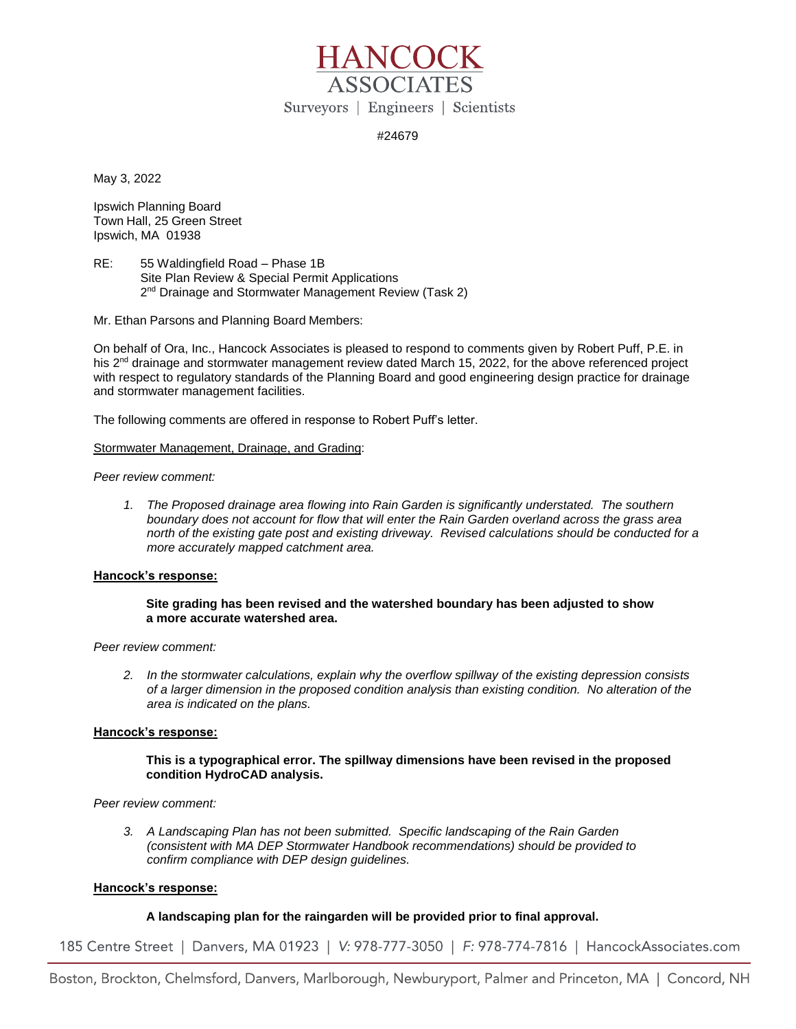# HANCOCK ASSOCIATES

Surveyors | Engineers | Scientists

#24679

May 3, 2022

Ipswich Planning Board
Town Hall, 25 Green Street
Ipswich, MA 01938

RE: 55 Waldingfield Road – Phase 1B
Site Plan Review & Special Permit Applications
2nd Drainage and Stormwater Management Review (Task 2)

Mr. Ethan Parsons and Planning Board Members:

On behalf of Ora, Inc., Hancock Associates is pleased to respond to comments given by Robert Puff, P.E. in his 2nd drainage and stormwater management review dated March 15, 2022, for the above referenced project with respect to regulatory standards of the Planning Board and good engineering design practice for drainage and stormwater management facilities.

The following comments are offered in response to Robert Puff's letter.

Stormwater Management, Drainage, and Grading:

*Peer review comment:*

1. *The Proposed drainage area flowing into Rain Garden is significantly understated. The southern boundary does not account for flow that will enter the Rain Garden overland across the grass area north of the existing gate post and existing driveway. Revised calculations should be conducted for a more accurately mapped catchment area.*

**Hancock's response:**

**Site grading has been revised and the watershed boundary has been adjusted to show a more accurate watershed area.**

*Peer review comment:*

2. *In the stormwater calculations, explain why the overflow spillway of the existing depression consists of a larger dimension in the proposed condition analysis than existing condition. No alteration of the area is indicated on the plans.*

**Hancock's response:**

**This is a typographical error. The spillway dimensions have been revised in the proposed condition HydroCAD analysis.**

*Peer review comment:*

3. *A Landscaping Plan has not been submitted. Specific landscaping of the Rain Garden (consistent with MA DEP Stormwater Handbook recommendations) should be provided to confirm compliance with DEP design guidelines.*

**Hancock's response:**

**A landscaping plan for the raingarden will be provided prior to final approval.**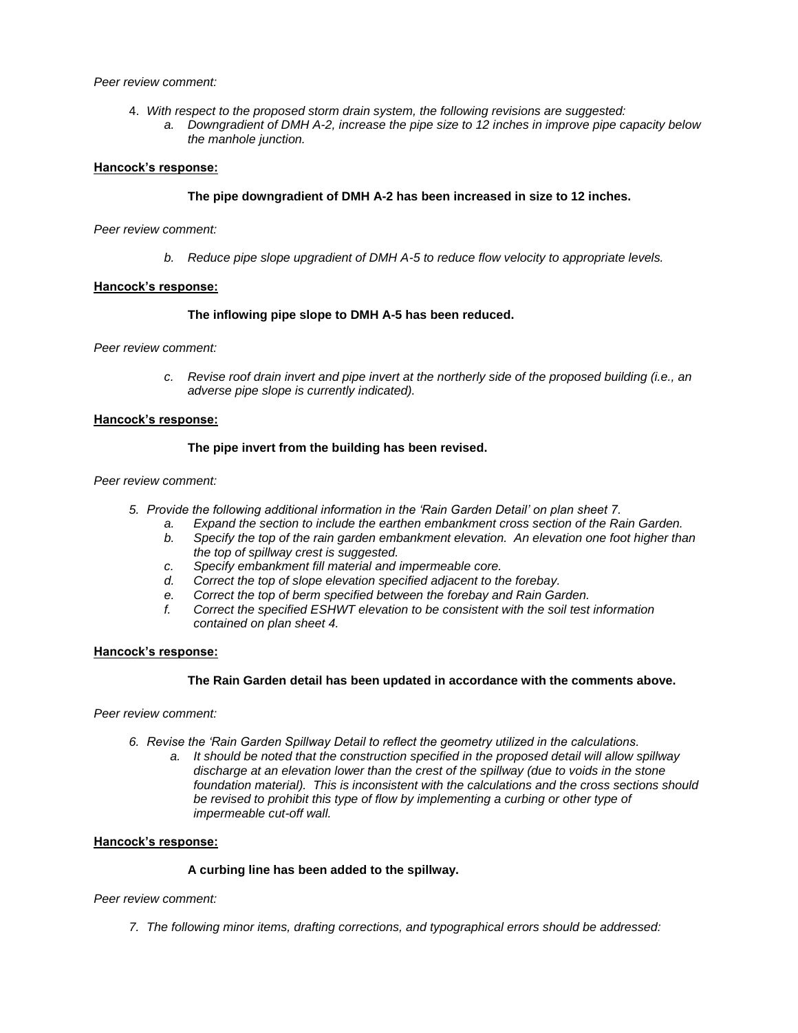*Peer review comment:*

4. *With respect to the proposed storm drain system, the following revisions are suggested:*
    a. *Downgradient of DMH A-2, increase the pipe size to 12 inches in improve pipe capacity below the manhole junction.*

**Hancock's response:**

**The pipe downgradient of DMH A-2 has been increased in size to 12 inches.**

*Peer review comment:*

b. *Reduce pipe slope upgradient of DMH A-5 to reduce flow velocity to appropriate levels.*

**Hancock's response:**

**The inflowing pipe slope to DMH A-5 has been reduced.**

*Peer review comment:*

c. *Revise roof drain invert and pipe invert at the northerly side of the proposed building (i.e., an adverse pipe slope is currently indicated).*

**Hancock's response:**

**The pipe invert from the building has been revised.**

*Peer review comment:*

5. *Provide the following additional information in the 'Rain Garden Detail' on plan sheet 7.*
    a. *Expand the section to include the earthen embankment cross section of the Rain Garden.*
    b. *Specify the top of the rain garden embankment elevation. An elevation one foot higher than the top of spillway crest is suggested.*
    c. *Specify embankment fill material and impermeable core.*
    d. *Correct the top of slope elevation specified adjacent to the forebay.*
    e. *Correct the top of berm specified between the forebay and Rain Garden.*
    f. *Correct the specified ESHWT elevation to be consistent with the soil test information contained on plan sheet 4.*

**Hancock's response:**

**The Rain Garden detail has been updated in accordance with the comments above.**

*Peer review comment:*

6. *Revise the 'Rain Garden Spillway Detail to reflect the geometry utilized in the calculations.*
    a. *It should be noted that the construction specified in the proposed detail will allow spillway discharge at an elevation lower than the crest of the spillway (due to voids in the stone foundation material). This is inconsistent with the calculations and the cross sections should be revised to prohibit this type of flow by implementing a curbing or other type of impermeable cut-off wall.*

**Hancock's response:**

**A curbing line has been added to the spillway.**

*Peer review comment:*

7. *The following minor items, drafting corrections, and typographical errors should be addressed:*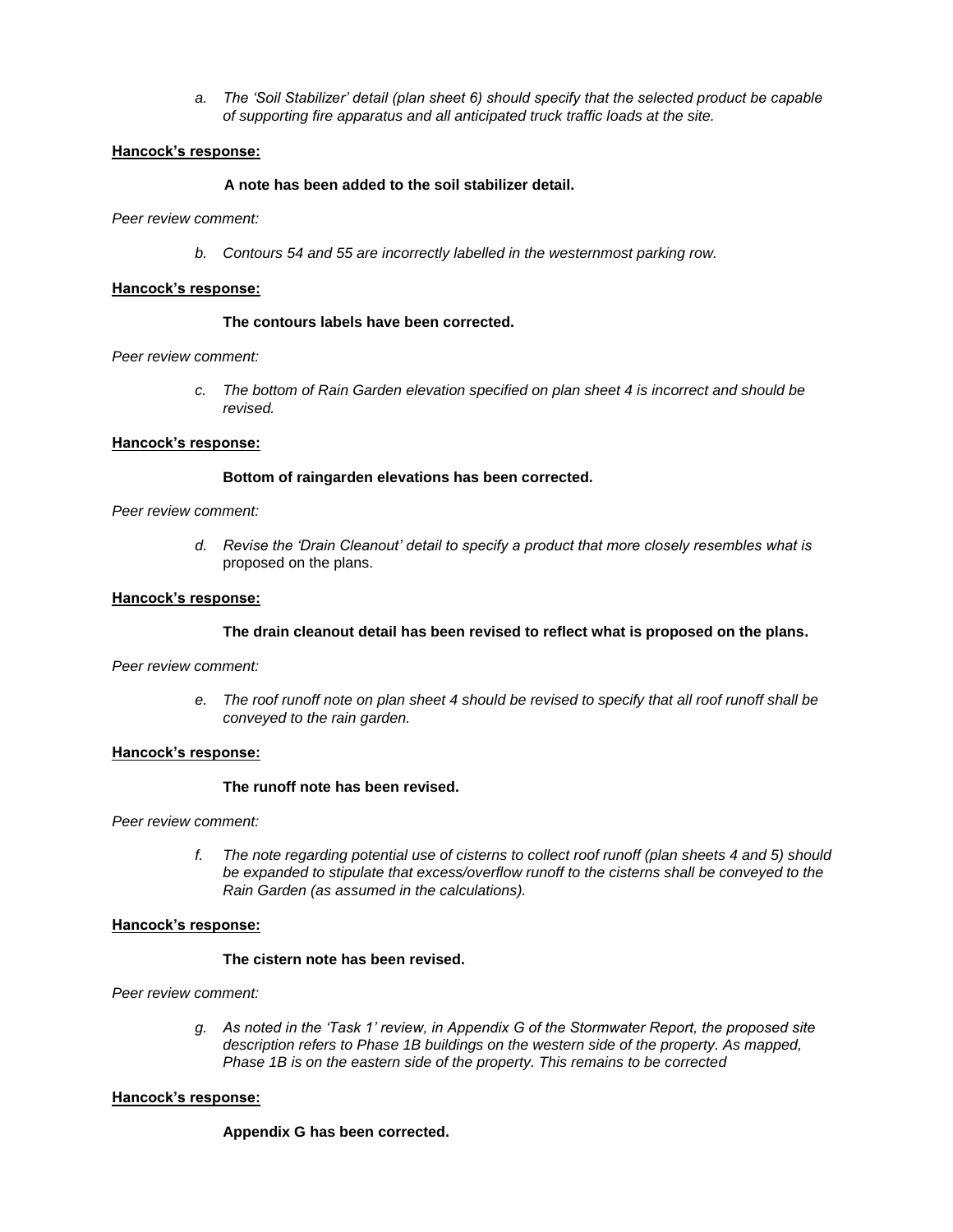*a. The 'Soil Stabilizer' detail (plan sheet 6) should specify that the selected product be capable of supporting fire apparatus and all anticipated truck traffic loads at the site.*

**Hancock's response:**

**A note has been added to the soil stabilizer detail.**

*Peer review comment:*

*b. Contours 54 and 55 are incorrectly labelled in the westernmost parking row.*

**Hancock's response:**

**The contours labels have been corrected.**

*Peer review comment:*

*c. The bottom of Rain Garden elevation specified on plan sheet 4 is incorrect and should be revised.*

**Hancock's response:**

**Bottom of raingarden elevations has been corrected.**

*Peer review comment:*

*d. Revise the 'Drain Cleanout' detail to specify a product that more closely resembles what is* proposed on the plans.

**Hancock's response:**

**The drain cleanout detail has been revised to reflect what is proposed on the plans.**

*Peer review comment:*

*e. The roof runoff note on plan sheet 4 should be revised to specify that all roof runoff shall be conveyed to the rain garden.*

**Hancock's response:**

**The runoff note has been revised.**

*Peer review comment:*

*f. The note regarding potential use of cisterns to collect roof runoff (plan sheets 4 and 5) should be expanded to stipulate that excess/overflow runoff to the cisterns shall be conveyed to the Rain Garden (as assumed in the calculations).*

**Hancock's response:**

**The cistern note has been revised.**

*Peer review comment:*

*g. As noted in the 'Task 1' review, in Appendix G of the Stormwater Report, the proposed site description refers to Phase 1B buildings on the western side of the property. As mapped, Phase 1B is on the eastern side of the property. This remains to be corrected*

**Hancock's response:**

**Appendix G has been corrected.**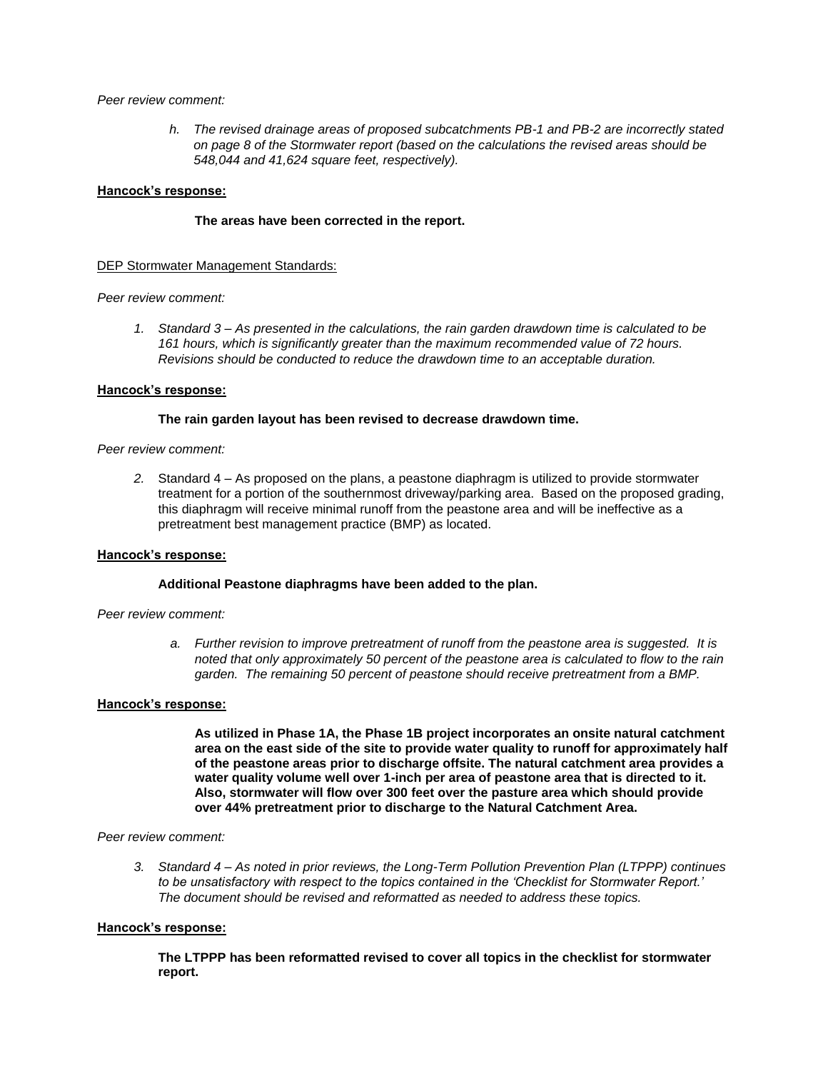*Peer review comment:*

> *h. The revised drainage areas of proposed subcatchments PB-1 and PB-2 are incorrectly stated on page 8 of the Stormwater report (based on the calculations the revised areas should be 548,044 and 41,624 square feet, respectively).*

**Hancock's response:**

> **The areas have been corrected in the report.**

DEP Stormwater Management Standards:

*Peer review comment:*

> *1. Standard 3 – As presented in the calculations, the rain garden drawdown time is calculated to be 161 hours, which is significantly greater than the maximum recommended value of 72 hours. Revisions should be conducted to reduce the drawdown time to an acceptable duration.*

**Hancock's response:**

> **The rain garden layout has been revised to decrease drawdown time.**

*Peer review comment:*

> *2.* Standard 4 – As proposed on the plans, a peastone diaphragm is utilized to provide stormwater treatment for a portion of the southernmost driveway/parking area. Based on the proposed grading, this diaphragm will receive minimal runoff from the peastone area and will be ineffective as a pretreatment best management practice (BMP) as located.

**Hancock's response:**

> **Additional Peastone diaphragms have been added to the plan.**

*Peer review comment:*

> *a. Further revision to improve pretreatment of runoff from the peastone area is suggested. It is noted that only approximately 50 percent of the peastone area is calculated to flow to the rain garden. The remaining 50 percent of peastone should receive pretreatment from a BMP.*

**Hancock's response:**

> **As utilized in Phase 1A, the Phase 1B project incorporates an onsite natural catchment area on the east side of the site to provide water quality to runoff for approximately half of the peastone areas prior to discharge offsite. The natural catchment area provides a water quality volume well over 1-inch per area of peastone area that is directed to it. Also, stormwater will flow over 300 feet over the pasture area which should provide over 44% pretreatment prior to discharge to the Natural Catchment Area.**

*Peer review comment:*

> *3. Standard 4 – As noted in prior reviews, the Long-Term Pollution Prevention Plan (LTPPP) continues to be unsatisfactory with respect to the topics contained in the 'Checklist for Stormwater Report.' The document should be revised and reformatted as needed to address these topics.*

**Hancock's response:**

> **The LTPPP has been reformatted revised to cover all topics in the checklist for stormwater report.**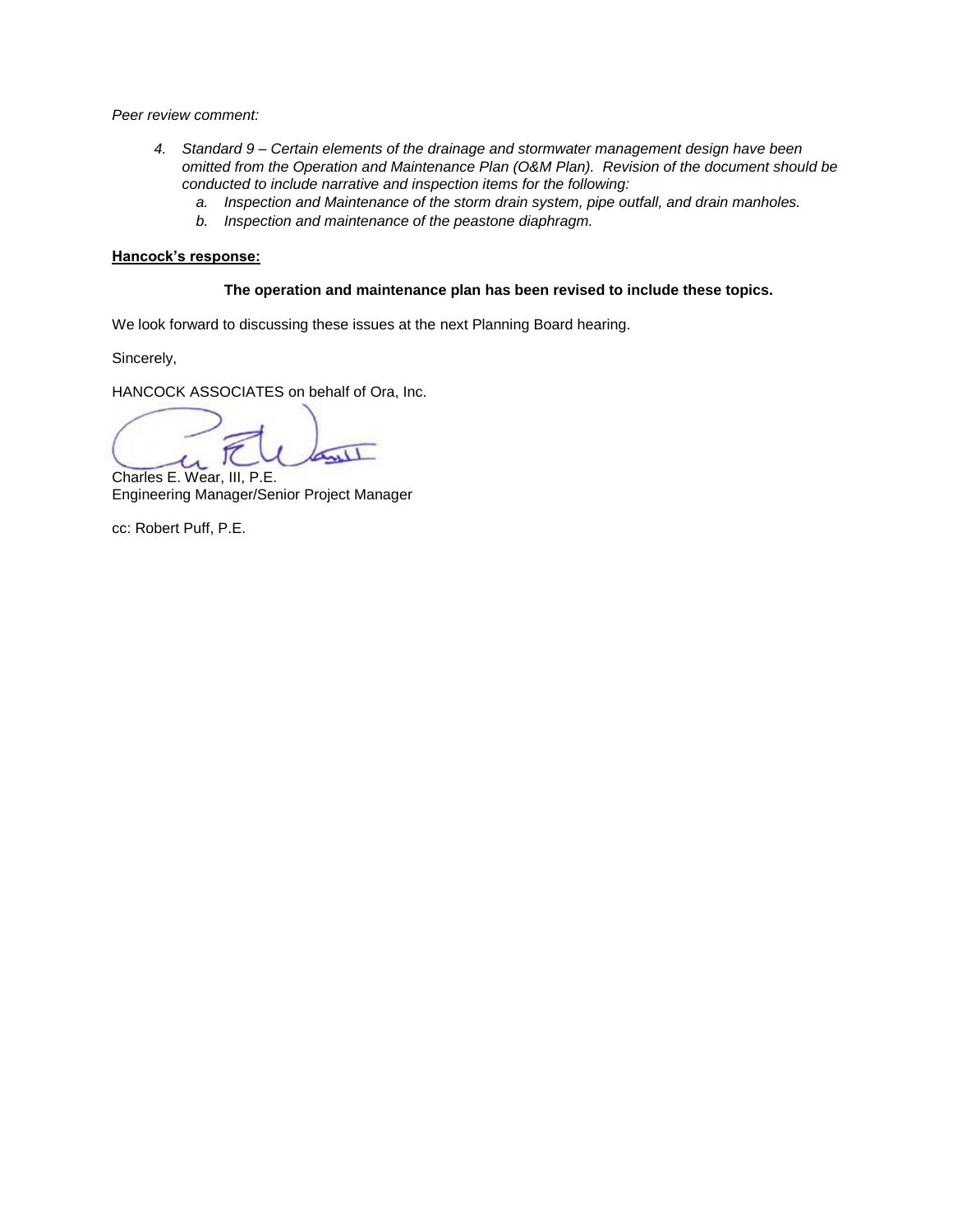*Peer review comment:*

4. *Standard 9 – Certain elements of the drainage and stormwater management design have been omitted from the Operation and Maintenance Plan (O&M Plan). Revision of the document should be conducted to include narrative and inspection items for the following:*
   a. *Inspection and Maintenance of the storm drain system, pipe outfall, and drain manholes.*
   b. *Inspection and maintenance of the peastone diaphragm.*

**<u>Hancock's response:</u>**

**The operation and maintenance plan has been revised to include these topics.**

We look forward to discussing these issues at the next Planning Board hearing.

Sincerely,

HANCOCK ASSOCIATES on behalf of Ora, Inc.

Charles E. Wear, III, P.E.
Engineering Manager/Senior Project Manager

cc: Robert Puff, P.E.